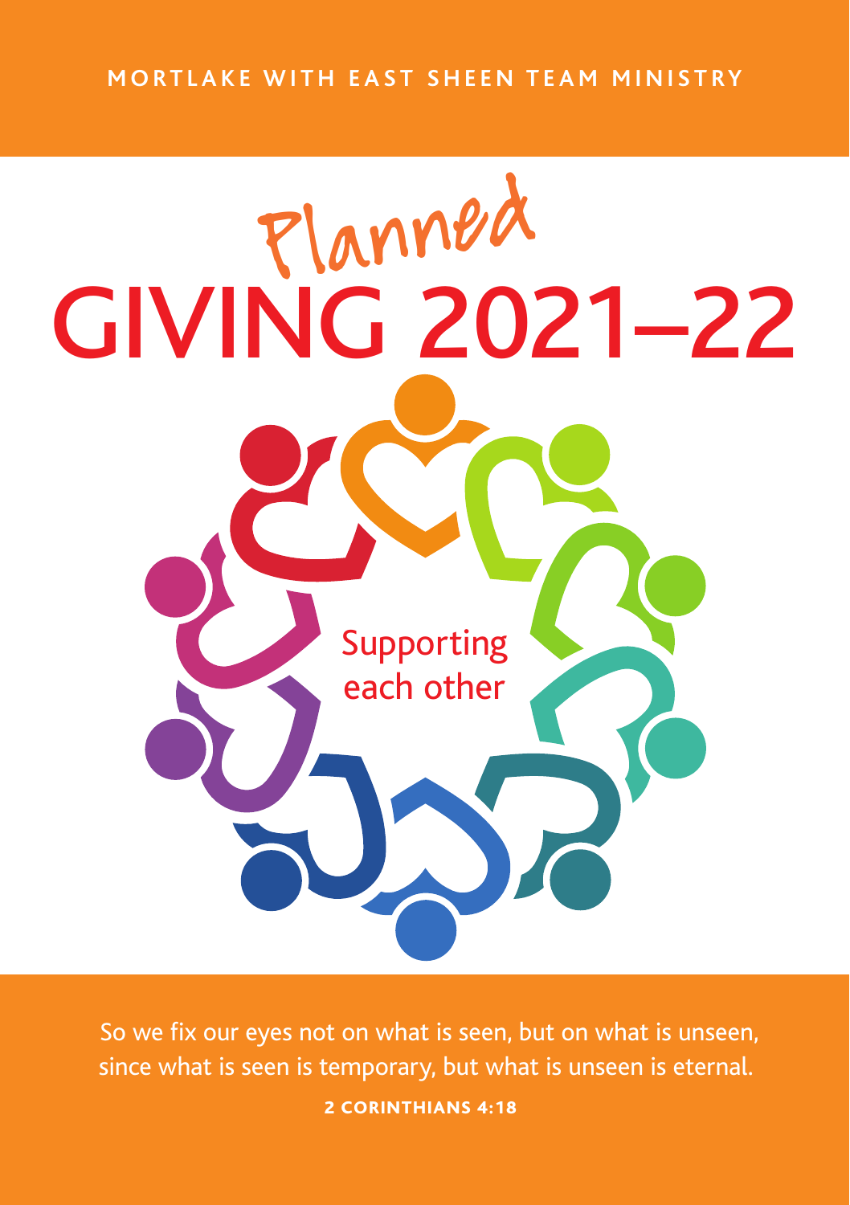MORTLAKE WITH EAST SHEEN TEAM MINISTRY

# Planned GIVING 2021–22

Supporting each other

So we fix our eyes not on what is seen, but on what is unseen, since what is seen is temporary, but what is unseen is eternal.

**2 CORINTHIANS 4:18**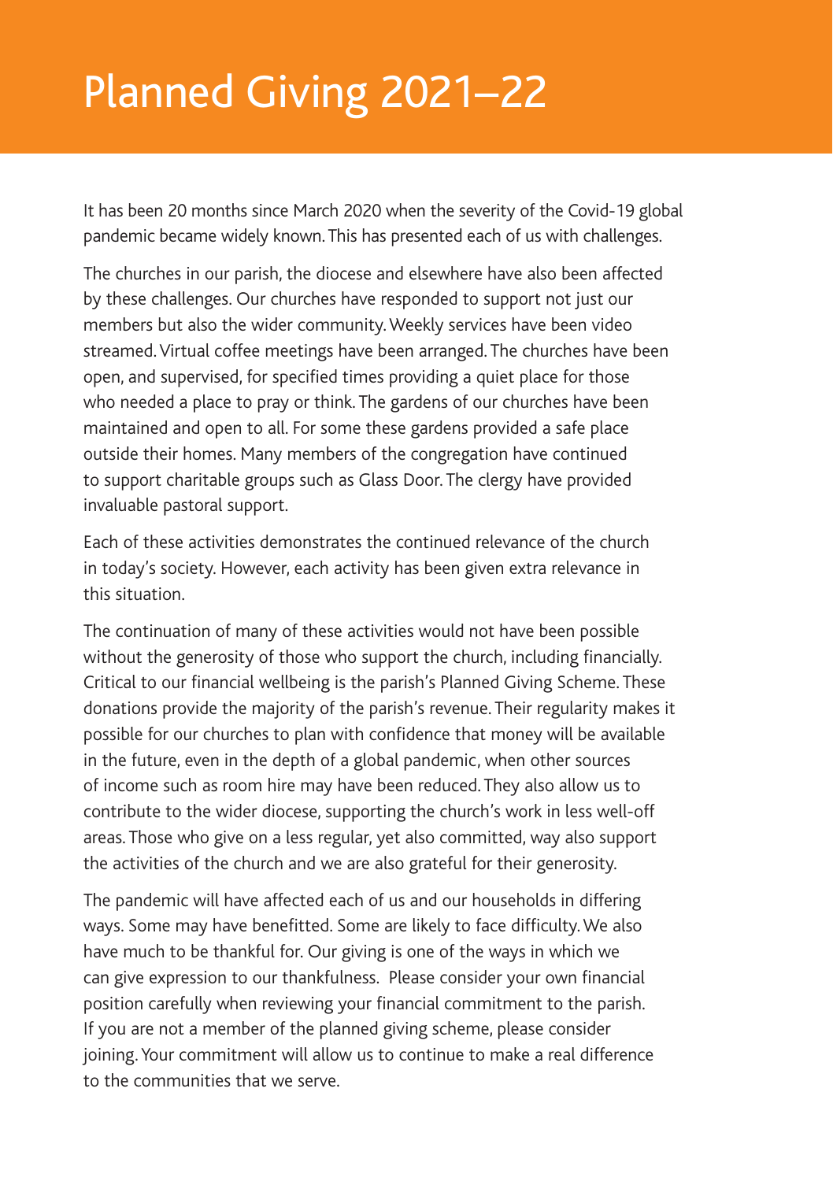# Planned Giving 2021–22

It has been 20 months since March 2020 when the severity of the Covid-19 global pandemic became widely known. This has presented each of us with challenges.

The churches in our parish, the diocese and elsewhere have also been affected by these challenges. Our churches have responded to support not just our members but also the wider community. Weekly services have been video streamed. Virtual coffee meetings have been arranged. The churches have been open, and supervised, for specified times providing a quiet place for those who needed a place to pray or think. The gardens of our churches have been maintained and open to all. For some these gardens provided a safe place outside their homes. Many members of the congregation have continued to support charitable groups such as Glass Door. The clergy have provided invaluable pastoral support.

Each of these activities demonstrates the continued relevance of the church in today's society. However, each activity has been given extra relevance in this situation.

The continuation of many of these activities would not have been possible without the generosity of those who support the church, including financially. Critical to our financial wellbeing is the parish's Planned Giving Scheme. These donations provide the majority of the parish's revenue. Their regularity makes it possible for our churches to plan with confidence that money will be available in the future, even in the depth of a global pandemic, when other sources of income such as room hire may have been reduced. They also allow us to contribute to the wider diocese, supporting the church's work in less well-off areas. Those who give on a less regular, yet also committed, way also support the activities of the church and we are also grateful for their generosity.

The pandemic will have affected each of us and our households in differing ways. Some may have benefitted. Some are likely to face difficulty. We also have much to be thankful for. Our giving is one of the ways in which we can give expression to our thankfulness. Please consider your own financial position carefully when reviewing your financial commitment to the parish. If you are not a member of the planned giving scheme, please consider joining. Your commitment will allow us to continue to make a real difference to the communities that we serve.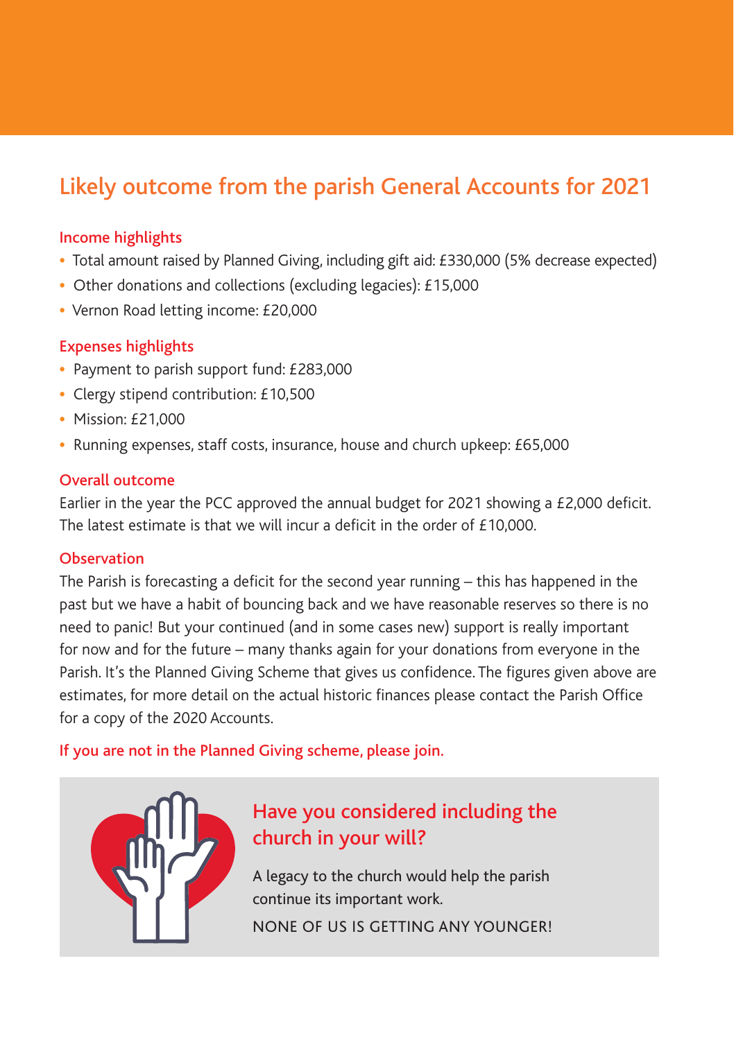# Likely outcome from the parish General Accounts for 2021

### Income highlights

- Total amount raised by Planned Giving, including gift aid: £330,000 (5% decrease expected)
- Other donations and collections (excluding legacies): £15,000
- Vernon Road letting income: £20,000

### Expenses highlights

- Payment to parish support fund: £283,000
- Clergy stipend contribution: £10,500
- Mission: £21,000
- Running expenses, staff costs, insurance, house and church upkeep: £65,000

### Overall outcome

Earlier in the year the PCC approved the annual budget for 2021 showing a £2,000 deficit. The latest estimate is that we will incur a deficit in the order of £10,000.

### Observation

The Parish is forecasting a deficit for the second year running – this has happened in the past but we have a habit of bouncing back and we have reasonable reserves so there is no need to panic! But your continued (and in some cases new) support is really important for now and for the future – many thanks again for your donations from everyone in the Parish. It's the Planned Giving Scheme that gives us confidence. The figures given above are estimates, for more detail on the actual historic finances please contact the Parish Office for a copy of the 2020 Accounts.

**If you are not in the Planned Giving scheme, please join.**

## Have you considered including the church in your will?

A legacy to the church would help the parish continue its important work.

NONE OF US IS GETTING ANY YOUNGER!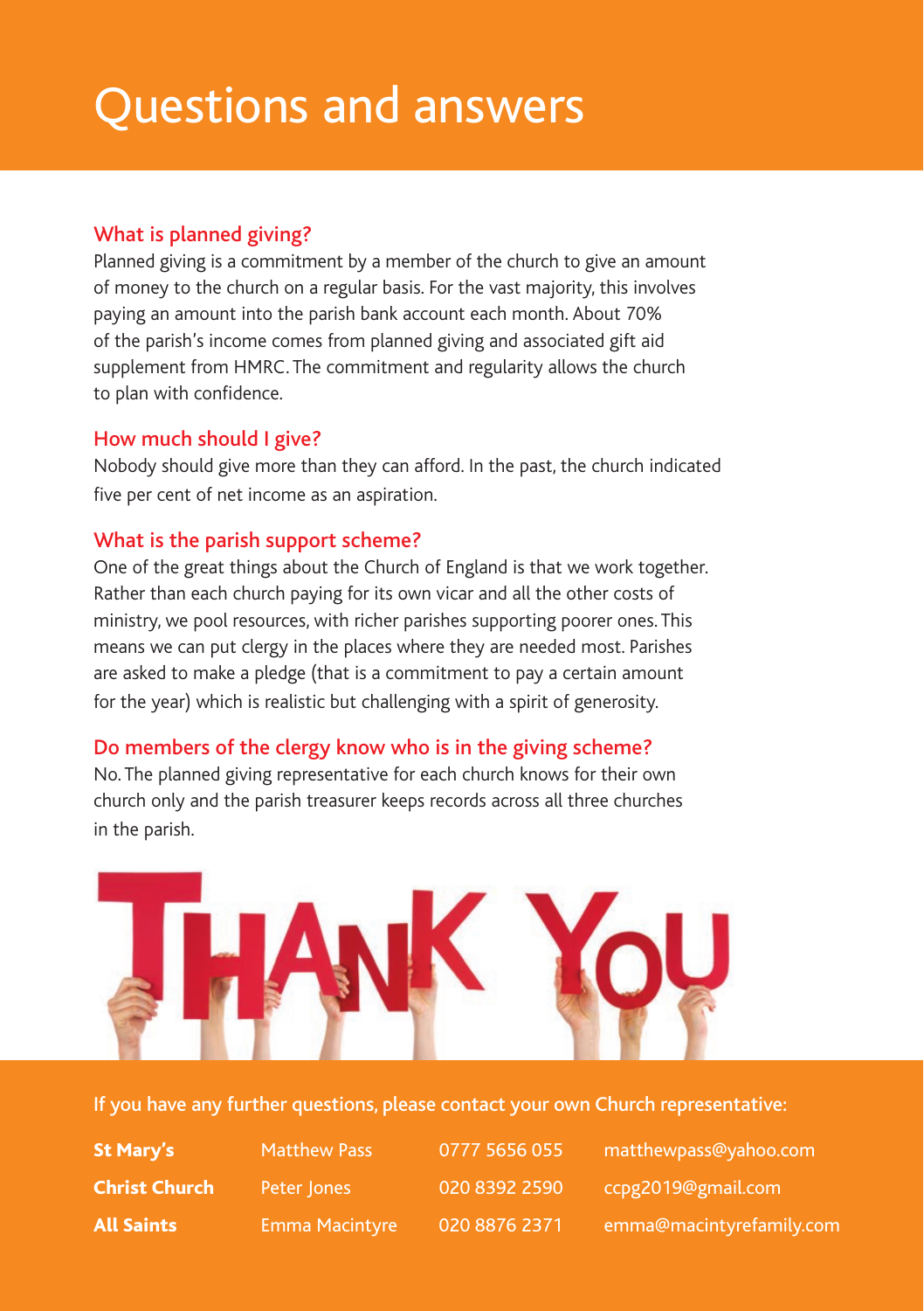# Questions and answers

### What is planned giving?

Planned giving is a commitment by a member of the church to give an amount of money to the church on a regular basis. For the vast majority, this involves paying an amount into the parish bank account each month. About 70% of the parish's income comes from planned giving and associated gift aid supplement from HMRC. The commitment and regularity allows the church to plan with confidence.

### How much should I give?

Nobody should give more than they can afford. In the past, the church indicated five per cent of net income as an aspiration.

### What is the parish support scheme?

One of the great things about the Church of England is that we work together. Rather than each church paying for its own vicar and all the other costs of ministry, we pool resources, with richer parishes supporting poorer ones. This means we can put clergy in the places where they are needed most. Parishes are asked to make a pledge (that is a commitment to pay a certain amount for the year) which is realistic but challenging with a spirit of generosity.

### Do members of the clergy know who is in the giving scheme?

No. The planned giving representative for each church knows for their own church only and the parish treasurer keeps records across all three churches in the parish.

THANK YOU

**If you have any further questions, please contact your own Church representative:**

| | | | |
|---|---|---|---|
| **St Mary's** | Matthew Pass | 0777 5656 055 | matthewpass@yahoo.com |
| **Christ Church** | Peter Jones | 020 8392 2590 | ccpg2019@gmail.com |
| **All Saints** | Emma Macintyre | 020 8876 2371 | emma@macintyrefamily.com |